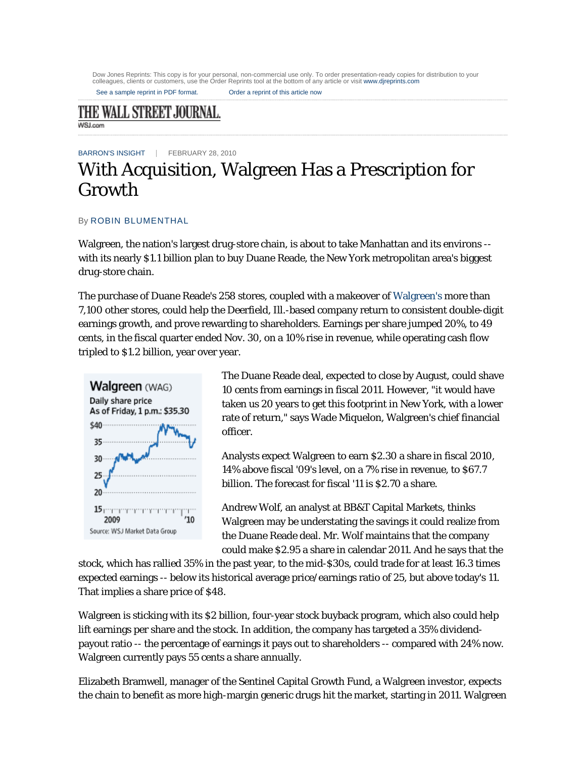Dow Jones Reprints: This copy is for your personal, non-commercial use only. To order presentation-ready copies for distribution to your colleagues, clients or customers, use the Order Reprints tool at the bottom of any article or visit www.djreprints.com

See a sample reprint in PDF format. Order a reprint of this article now

THE WALL STREET JOURNAL.
WSJ.com

BARRON'S INSIGHT | FEBRUARY 28, 2010

# With Acquisition, Walgreen Has a Prescription for Growth

By ROBIN BLUMENTHAL

Walgreen, the nation's largest drug-store chain, is about to take Manhattan and its environs -- with its nearly $1.1 billion plan to buy Duane Reade, the New York metropolitan area's biggest drug-store chain.

The purchase of Duane Reade's 258 stores, coupled with a makeover of Walgreen's more than 7,100 other stores, could help the Deerfield, Ill.-based company return to consistent double-digit earnings growth, and prove rewarding to shareholders. Earnings per share jumped 20%, to 49 cents, in the fiscal quarter ended Nov. 30, on a 10% rise in revenue, while operating cash flow tripled to $1.2 billion, year over year.

**Walgreen** (WAG)
Daily share price
As of Friday, 1 p.m.: $35.30
Source: WSJ Market Data Group

The Duane Reade deal, expected to close by August, could shave 10 cents from earnings in fiscal 2011. However, "it would have taken us 20 years to get this footprint in New York, with a lower rate of return," says Wade Miquelon, Walgreen's chief financial officer.

Analysts expect Walgreen to earn $2.30 a share in fiscal 2010, 14% above fiscal '09's level, on a 7% rise in revenue, to $67.7 billion. The forecast for fiscal '11 is $2.70 a share.

Andrew Wolf, an analyst at BB&T Capital Markets, thinks Walgreen may be understating the savings it could realize from the Duane Reade deal. Mr. Wolf maintains that the company could make $2.95 a share in calendar 2011. And he says that the stock, which has rallied 35% in the past year, to the mid-$30s, could trade for at least 16.3 times expected earnings -- below its historical average price/earnings ratio of 25, but above today's 11. That implies a share price of $48.

Walgreen is sticking with its $2 billion, four-year stock buyback program, which also could help lift earnings per share and the stock. In addition, the company has targeted a 35% dividend-payout ratio -- the percentage of earnings it pays out to shareholders -- compared with 24% now. Walgreen currently pays 55 cents a share annually.

Elizabeth Bramwell, manager of the Sentinel Capital Growth Fund, a Walgreen investor, expects the chain to benefit as more high-margin generic drugs hit the market, starting in 2011. Walgreen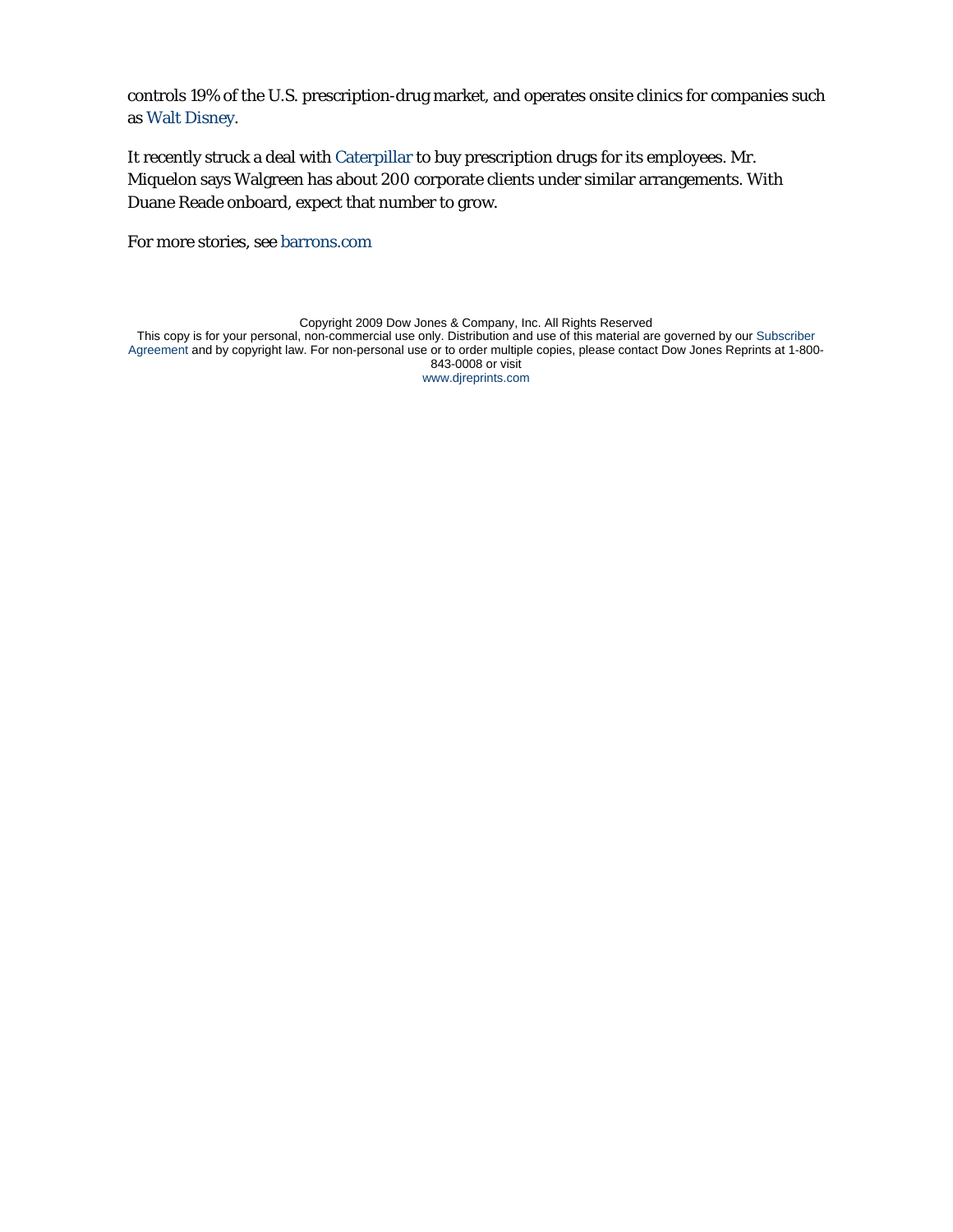controls 19% of the U.S. prescription-drug market, and operates onsite clinics for companies such as Walt Disney.

It recently struck a deal with Caterpillar to buy prescription drugs for its employees. Mr. Miquelon says Walgreen has about 200 corporate clients under similar arrangements. With Duane Reade onboard, expect that number to grow.

For more stories, see barrons.com

Copyright 2009 Dow Jones & Company, Inc. All Rights Reserved
This copy is for your personal, non-commercial use only. Distribution and use of this material are governed by our Subscriber Agreement and by copyright law. For non-personal use or to order multiple copies, please contact Dow Jones Reprints at 1-800-843-0008 or visit
www.djreprints.com